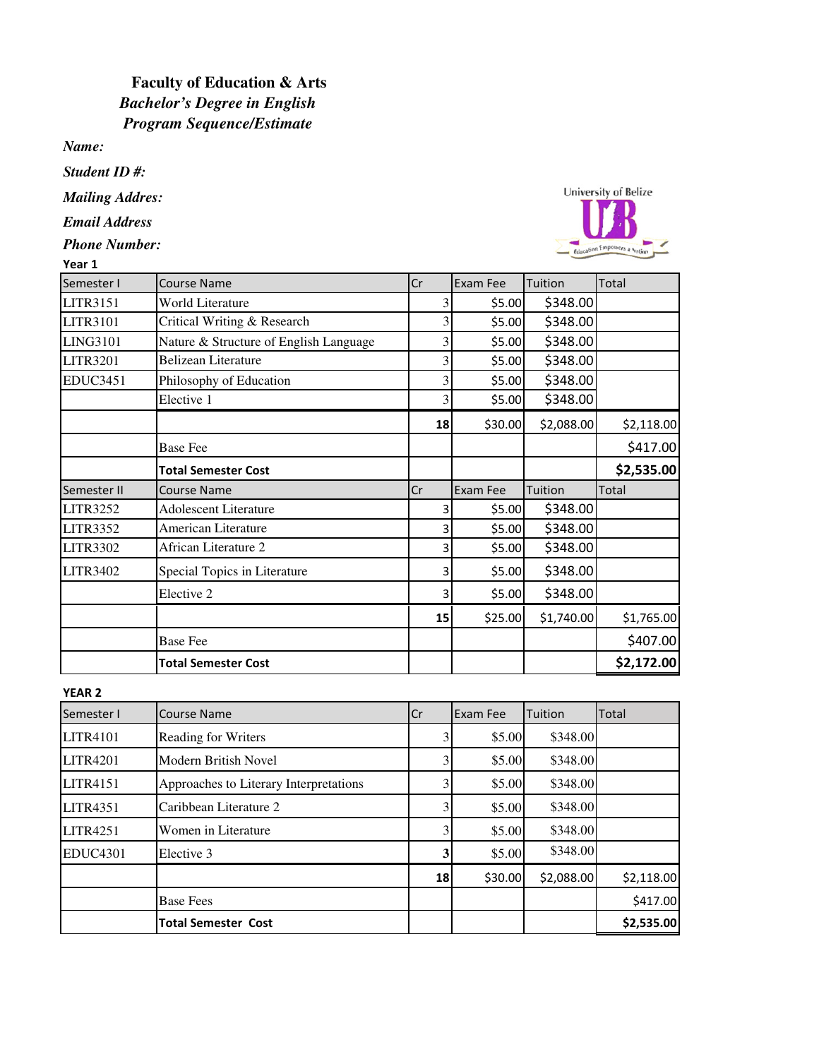**Faculty of Education & Arts**

***Bachelor's Degree in English***

***Program Sequence/Estimate***

***Name:***

***Student ID #:***

***Mailing Addres:***

***Email Address***

***Phone Number:***

**Year 1**

| Semester I | Course Name | Cr | Exam Fee | Tuition | Total |
|---|---|---|---|---|---|
| LITR3151 | World Literature | 3 | $5.00 | $348.00 | |
| LITR3101 | Critical Writing & Research | 3 | $5.00 | $348.00 | |
| LING3101 | Nature & Structure of English Language | 3 | $5.00 | $348.00 | |
| LITR3201 | Belizean Literature | 3 | $5.00 | $348.00 | |
| EDUC3451 | Philosophy of Education | 3 | $5.00 | $348.00 | |
| | Elective 1 | 3 | $5.00 | $348.00 | |
| | | **18** | $30.00 | $2,088.00 | $2,118.00 |
| | Base Fee | | | | $417.00 |
| | **Total Semester Cost** | | | | **$2,535.00** |
| Semester II | Course Name | Cr | Exam Fee | Tuition | Total |
| LITR3252 | Adolescent Literature | 3 | $5.00 | $348.00 | |
| LITR3352 | American Literature | 3 | $5.00 | $348.00 | |
| LITR3302 | African Literature 2 | 3 | $5.00 | $348.00 | |
| LITR3402 | Special Topics in Literature | 3 | $5.00 | $348.00 | |
| | Elective 2 | 3 | $5.00 | $348.00 | |
| | | **15** | $25.00 | $1,740.00 | $1,765.00 |
| | Base Fee | | | | $407.00 |
| | **Total Semester Cost** | | | | **$2,172.00** |

**YEAR 2**

| Semester I | Course Name | Cr | Exam Fee | Tuition | Total |
|---|---|---|---|---|---|
| LITR4101 | Reading for Writers | 3 | $5.00 | $348.00 | |
| LITR4201 | Modern British Novel | 3 | $5.00 | $348.00 | |
| LITR4151 | Approaches to Literary Interpretations | 3 | $5.00 | $348.00 | |
| LITR4351 | Caribbean Literature 2 | 3 | $5.00 | $348.00 | |
| LITR4251 | Women in Literature | 3 | $5.00 | $348.00 | |
| EDUC4301 | Elective 3 | **3** | $5.00 | $348.00 | |
| | | **18** | $30.00 | $2,088.00 | $2,118.00 |
| | Base Fees | | | | $417.00 |
| | **Total Semester Cost** | | | | **$2,535.00** |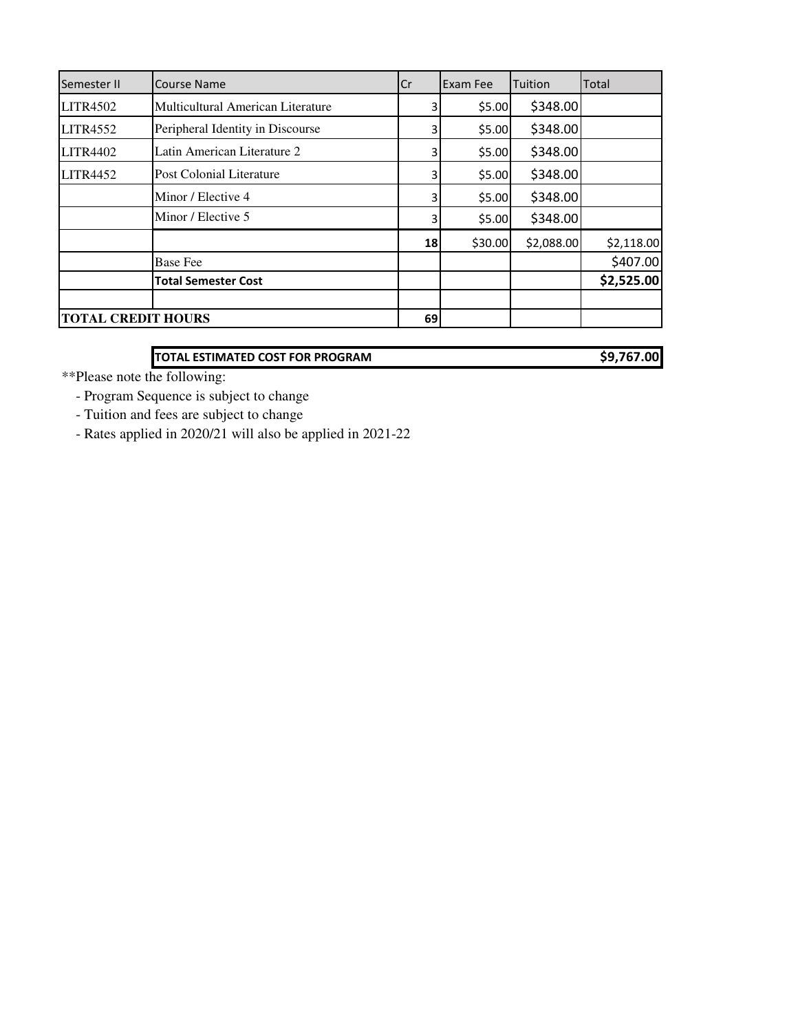| Semester II | Course Name | Cr | Exam Fee | Tuition | Total |
|---|---|---|---|---|---|
| LITR4502 | Multicultural American Literature | 3 | $5.00 | $348.00 | |
| LITR4552 | Peripheral Identity in Discourse | 3 | $5.00 | $348.00 | |
| LITR4402 | Latin American Literature 2 | 3 | $5.00 | $348.00 | |
| LITR4452 | Post Colonial Literature | 3 | $5.00 | $348.00 | |
| | Minor / Elective 4 | 3 | $5.00 | $348.00 | |
| | Minor / Elective 5 | 3 | $5.00 | $348.00 | |
| | | **18** | $30.00 | $2,088.00 | $2,118.00 |
| | Base Fee | | | | $407.00 |
| | **Total Semester Cost** | | | | **$2,525.00** |
| | | | | | |
| **TOTAL CREDIT HOURS** | | **69** | | | |

**TOTAL ESTIMATED COST FOR PROGRAM** **$9,767.00**

**Please note the following:

- Program Sequence is subject to change
- Tuition and fees are subject to change
- Rates applied in 2020/21 will also be applied in 2021-22